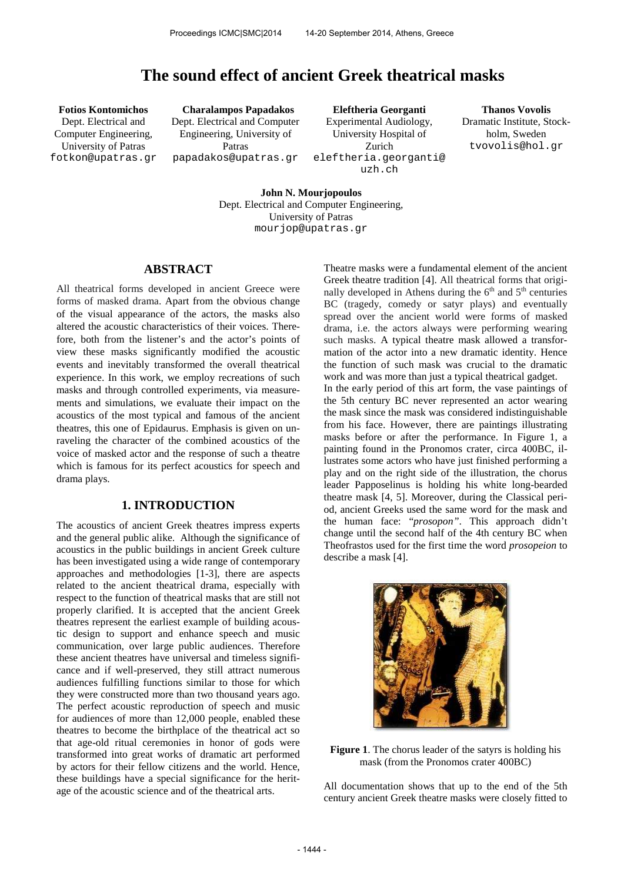# The sound effect of ancient Greek theatrical masks

**Fotios Kontomichos**
Dept. Electrical and Computer Engineering, University of Patras
fotkon@upatras.gr

**Charalampos Papadakos**
Dept. Electrical and Computer Engineering, University of Patras
papadakos@upatras.gr

**Eleftheria Georganti**
Experimental Audiology, University Hospital of Zurich
eleftheria.georganti@uzh.ch

**Thanos Vovolis**
Dramatic Institute, Stockholm, Sweden
tvovolis@hol.gr

**John N. Mourjopoulos**
Dept. Electrical and Computer Engineering, University of Patras
mourjop@upatras.gr

## ABSTRACT

All theatrical forms developed in ancient Greece were forms of masked drama. Apart from the obvious change of the visual appearance of the actors, the masks also altered the acoustic characteristics of their voices. Therefore, both from the listener's and the actor's points of view these masks significantly modified the acoustic events and inevitably transformed the overall theatrical experience. In this work, we employ recreations of such masks and through controlled experiments, via measurements and simulations, we evaluate their impact on the acoustics of the most typical and famous of the ancient theatres, this one of Epidaurus. Emphasis is given on unraveling the character of the combined acoustics of the voice of masked actor and the response of such a theatre which is famous for its perfect acoustics for speech and drama plays.

## 1. INTRODUCTION

The acoustics of ancient Greek theatres impress experts and the general public alike. Although the significance of acoustics in the public buildings in ancient Greek culture has been investigated using a wide range of contemporary approaches and methodologies [1-3], there are aspects related to the ancient theatrical drama, especially with respect to the function of theatrical masks that are still not properly clarified. It is accepted that the ancient Greek theatres represent the earliest example of building acoustic design to support and enhance speech and music communication, over large public audiences. Therefore these ancient theatres have universal and timeless significance and if well-preserved, they still attract numerous audiences fulfilling functions similar to those for which they were constructed more than two thousand years ago. The perfect acoustic reproduction of speech and music for audiences of more than 12,000 people, enabled these theatres to become the birthplace of the theatrical act so that age-old ritual ceremonies in honor of gods were transformed into great works of dramatic art performed by actors for their fellow citizens and the world. Hence, these buildings have a special significance for the heritage of the acoustic science and of the theatrical arts.

Theatre masks were a fundamental element of the ancient Greek theatre tradition [4]. All theatrical forms that originally developed in Athens during the 6th and 5th centuries BC (tragedy, comedy or satyr plays) and eventually spread over the ancient world were forms of masked drama, i.e. the actors always were performing wearing such masks. A typical theatre mask allowed a transformation of the actor into a new dramatic identity. Hence the function of such mask was crucial to the dramatic work and was more than just a typical theatrical gadget.

In the early period of this art form, the vase paintings of the 5th century BC never represented an actor wearing the mask since the mask was considered indistinguishable from his face. However, there are paintings illustrating masks before or after the performance. In Figure 1, a painting found in the Pronomos crater, circa 400BC, illustrates some actors who have just finished performing a play and on the right side of the illustration, the chorus leader Papposelinus is holding his white long-bearded theatre mask [4, 5]. Moreover, during the Classical period, ancient Greeks used the same word for the mask and the human face: "*prosopon"*. This approach didn't change until the second half of the 4th century BC when Theofrastos used for the first time the word *prosopeion* to describe a mask [4].

**Figure 1**. The chorus leader of the satyrs is holding his mask (from the Pronomos crater 400BC)

All documentation shows that up to the end of the 5th century ancient Greek theatre masks were closely fitted to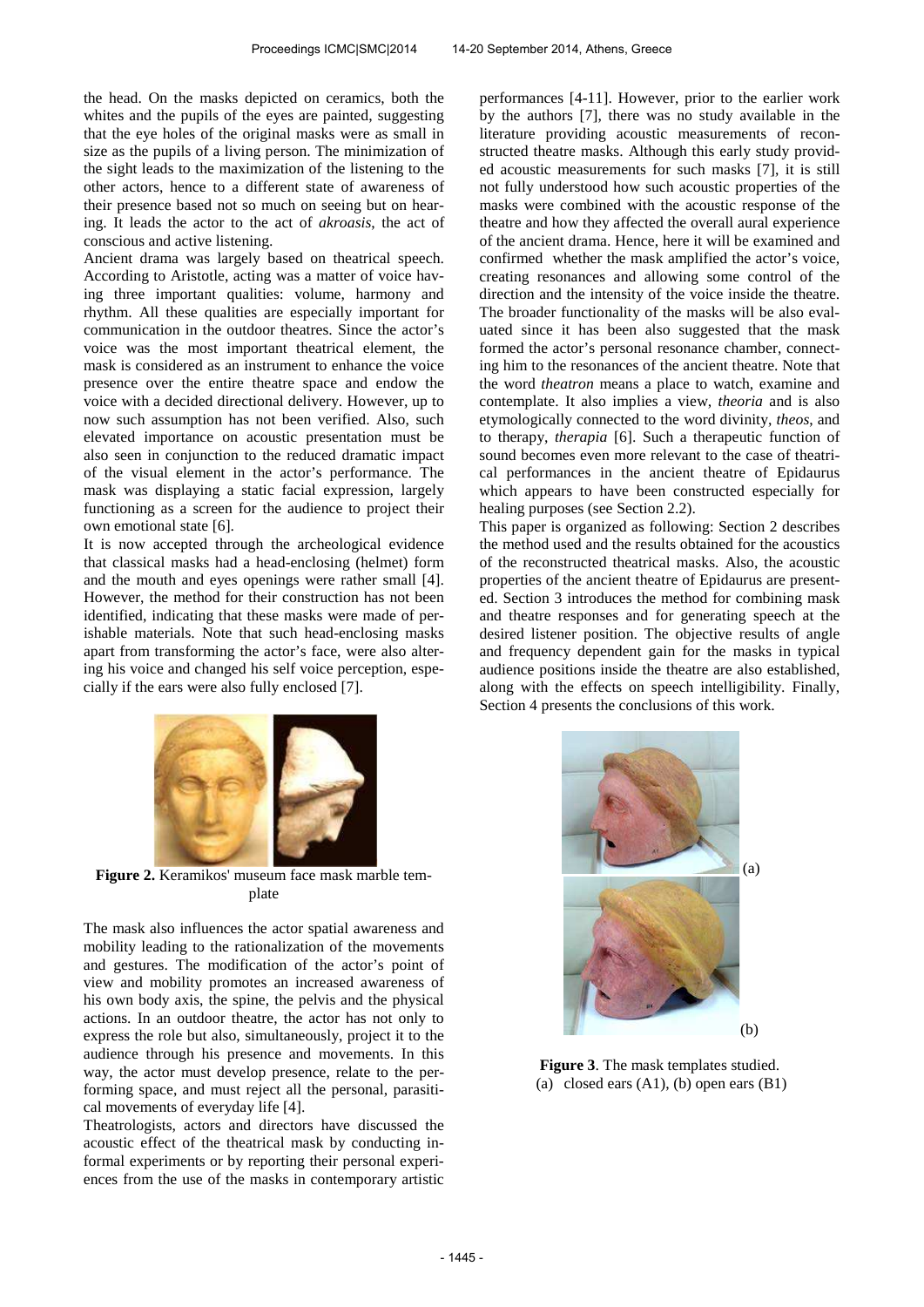the head. On the masks depicted on ceramics, both the whites and the pupils of the eyes are painted, suggesting that the eye holes of the original masks were as small in size as the pupils of a living person. The minimization of the sight leads to the maximization of the listening to the other actors, hence to a different state of awareness of their presence based not so much on seeing but on hearing. It leads the actor to the act of *akroasis*, the act of conscious and active listening.

Ancient drama was largely based on theatrical speech. According to Aristotle, acting was a matter of voice having three important qualities: volume, harmony and rhythm. All these qualities are especially important for communication in the outdoor theatres. Since the actor's voice was the most important theatrical element, the mask is considered as an instrument to enhance the voice presence over the entire theatre space and endow the voice with a decided directional delivery. However, up to now such assumption has not been verified. Also, such elevated importance on acoustic presentation must be also seen in conjunction to the reduced dramatic impact of the visual element in the actor's performance. The mask was displaying a static facial expression, largely functioning as a screen for the audience to project their own emotional state [6].

It is now accepted through the archeological evidence that classical masks had a head-enclosing (helmet) form and the mouth and eyes openings were rather small [4]. However, the method for their construction has not been identified, indicating that these masks were made of perishable materials. Note that such head-enclosing masks apart from transforming the actor's face, were also altering his voice and changed his self voice perception, especially if the ears were also fully enclosed [7].

**Figure 2.** Keramikos' museum face mask marble template

The mask also influences the actor spatial awareness and mobility leading to the rationalization of the movements and gestures. The modification of the actor's point of view and mobility promotes an increased awareness of his own body axis, the spine, the pelvis and the physical actions. In an outdoor theatre, the actor has not only to express the role but also, simultaneously, project it to the audience through his presence and movements. In this way, the actor must develop presence, relate to the performing space, and must reject all the personal, parasitical movements of everyday life [4].

Theatrologists, actors and directors have discussed the acoustic effect of the theatrical mask by conducting informal experiments or by reporting their personal experiences from the use of the masks in contemporary artistic performances [4-11]. However, prior to the earlier work by the authors [7], there was no study available in the literature providing acoustic measurements of reconstructed theatre masks. Although this early study provided acoustic measurements for such masks [7], it is still not fully understood how such acoustic properties of the masks were combined with the acoustic response of the theatre and how they affected the overall aural experience of the ancient drama. Hence, here it will be examined and confirmed whether the mask amplified the actor's voice, creating resonances and allowing some control of the direction and the intensity of the voice inside the theatre. The broader functionality of the masks will be also evaluated since it has been also suggested that the mask formed the actor's personal resonance chamber, connecting him to the resonances of the ancient theatre. Note that the word *theatron* means a place to watch, examine and contemplate. It also implies a view, *theoria* and is also etymologically connected to the word divinity, *theos*, and to therapy, *therapia* [6]. Such a therapeutic function of sound becomes even more relevant to the case of theatrical performances in the ancient theatre of Epidaurus which appears to have been constructed especially for healing purposes (see Section 2.2).

This paper is organized as following: Section 2 describes the method used and the results obtained for the acoustics of the reconstructed theatrical masks. Also, the acoustic properties of the ancient theatre of Epidaurus are presented. Section 3 introduces the method for combining mask and theatre responses and for generating speech at the desired listener position. The objective results of angle and frequency dependent gain for the masks in typical audience positions inside the theatre are also established, along with the effects on speech intelligibility. Finally, Section 4 presents the conclusions of this work.

(a)

(b)

**Figure 3**. The mask templates studied.
(a) closed ears (A1), (b) open ears (B1)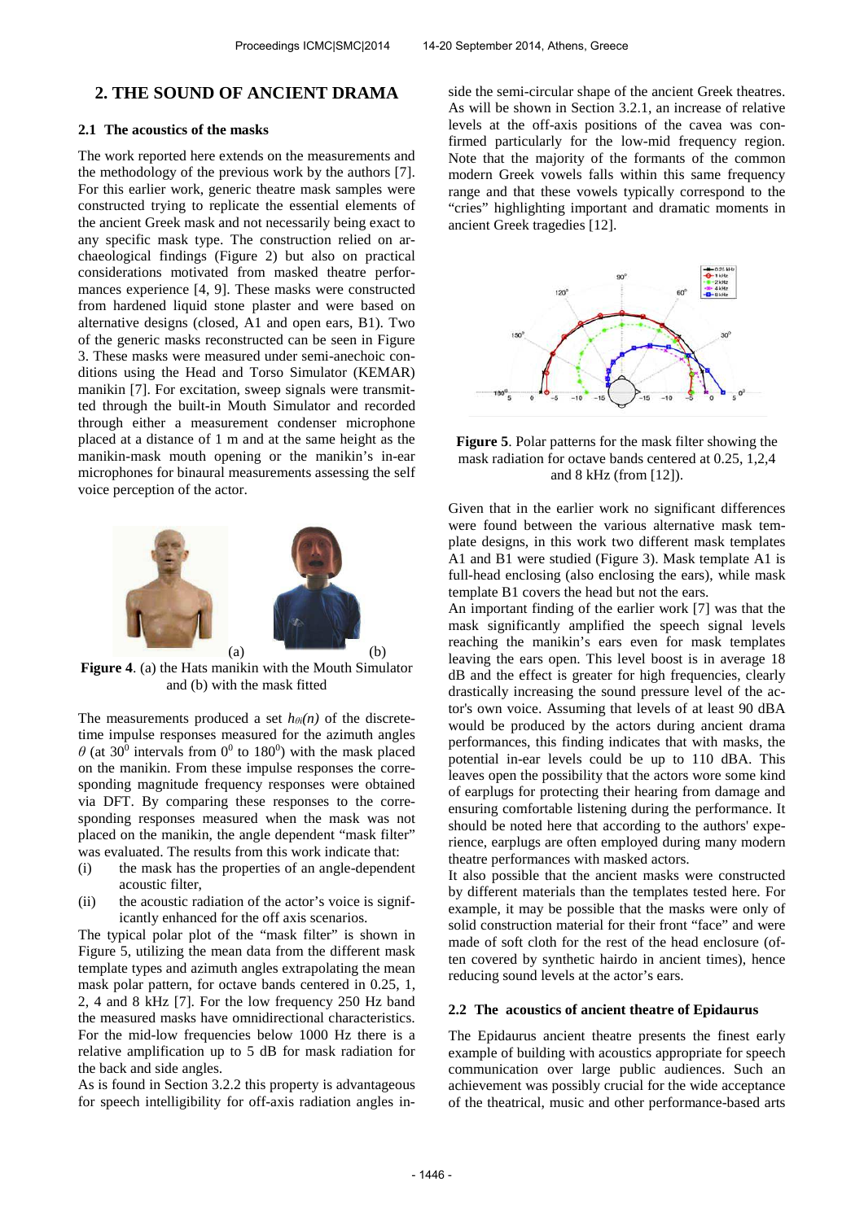## 2. THE SOUND OF ANCIENT DRAMA

### 2.1 The acoustics of the masks

The work reported here extends on the measurements and the methodology of the previous work by the authors [7]. For this earlier work, generic theatre mask samples were constructed trying to replicate the essential elements of the ancient Greek mask and not necessarily being exact to any specific mask type. The construction relied on archaeological findings (Figure 2) but also on practical considerations motivated from masked theatre performances experience [4, 9]. These masks were constructed from hardened liquid stone plaster and were based on alternative designs (closed, A1 and open ears, B1). Two of the generic masks reconstructed can be seen in Figure 3. These masks were measured under semi-anechoic conditions using the Head and Torso Simulator (KEMAR) manikin [7]. For excitation, sweep signals were transmitted through the built-in Mouth Simulator and recorded through either a measurement condenser microphone placed at a distance of 1 m and at the same height as the manikin-mask mouth opening or the manikin's in-ear microphones for binaural measurements assessing the self voice perception of the actor.

(a) (b)

**Figure 4**. (a) the Hats manikin with the Mouth Simulator and (b) with the mask fitted

The measurements produced a set $h_{\theta i}(n)$ of the discrete-time impulse responses measured for the azimuth angles $\theta$ (at $30^0$ intervals from $0^0$ to $180^0$) with the mask placed on the manikin. From these impulse responses the corresponding magnitude frequency responses were obtained via DFT. By comparing these responses to the corresponding responses measured when the mask was not placed on the manikin, the angle dependent "mask filter" was evaluated. The results from this work indicate that:

(i) the mask has the properties of an angle-dependent acoustic filter,

(ii) the acoustic radiation of the actor's voice is significantly enhanced for the off axis scenarios.

The typical polar plot of the "mask filter" is shown in Figure 5, utilizing the mean data from the different mask template types and azimuth angles extrapolating the mean mask polar pattern, for octave bands centered in 0.25, 1, 2, 4 and 8 kHz [7]. For the low frequency 250 Hz band the measured masks have omnidirectional characteristics. For the mid-low frequencies below 1000 Hz there is a relative amplification up to 5 dB for mask radiation for the back and side angles.

As is found in Section 3.2.2 this property is advantageous for speech intelligibility for off-axis radiation angles inside the semi-circular shape of the ancient Greek theatres. As will be shown in Section 3.2.1, an increase of relative levels at the off-axis positions of the cavea was confirmed particularly for the low-mid frequency region. Note that the majority of the formants of the common modern Greek vowels falls within this same frequency range and that these vowels typically correspond to the "cries" highlighting important and dramatic moments in ancient Greek tragedies [12].

**Figure 5**. Polar patterns for the mask filter showing the mask radiation for octave bands centered at 0.25, 1,2,4 and 8 kHz (from [12]).

Given that in the earlier work no significant differences were found between the various alternative mask template designs, in this work two different mask templates A1 and B1 were studied (Figure 3). Mask template A1 is full-head enclosing (also enclosing the ears), while mask template B1 covers the head but not the ears.

An important finding of the earlier work [7] was that the mask significantly amplified the speech signal levels reaching the manikin's ears even for mask templates leaving the ears open. This level boost is in average 18 dB and the effect is greater for high frequencies, clearly drastically increasing the sound pressure level of the actor's own voice. Assuming that levels of at least 90 dBA would be produced by the actors during ancient drama performances, this finding indicates that with masks, the potential in-ear levels could be up to 110 dBA. This leaves open the possibility that the actors wore some kind of earplugs for protecting their hearing from damage and ensuring comfortable listening during the performance. It should be noted here that according to the authors' experience, earplugs are often employed during many modern theatre performances with masked actors.

It also possible that the ancient masks were constructed by different materials than the templates tested here. For example, it may be possible that the masks were only of solid construction material for their front "face" and were made of soft cloth for the rest of the head enclosure (often covered by synthetic hairdo in ancient times), hence reducing sound levels at the actor's ears.

### 2.2 The acoustics of ancient theatre of Epidaurus

The Epidaurus ancient theatre presents the finest early example of building with acoustics appropriate for speech communication over large public audiences. Such an achievement was possibly crucial for the wide acceptance of the theatrical, music and other performance-based arts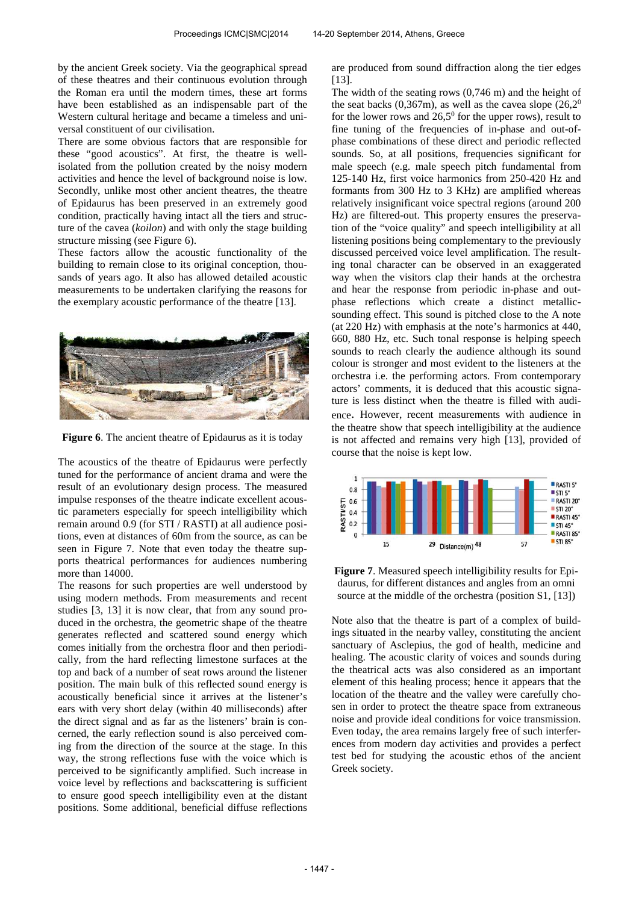by the ancient Greek society. Via the geographical spread of these theatres and their continuous evolution through the Roman era until the modern times, these art forms have been established as an indispensable part of the Western cultural heritage and became a timeless and universal constituent of our civilisation.

There are some obvious factors that are responsible for these "good acoustics". At first, the theatre is well-isolated from the pollution created by the noisy modern activities and hence the level of background noise is low. Secondly, unlike most other ancient theatres, the theatre of Epidaurus has been preserved in an extremely good condition, practically having intact all the tiers and structure of the cavea (*koilon*) and with only the stage building structure missing (see Figure 6).

These factors allow the acoustic functionality of the building to remain close to its original conception, thousands of years ago. It also has allowed detailed acoustic measurements to be undertaken clarifying the reasons for the exemplary acoustic performance of the theatre [13].

**Figure 6**. The ancient theatre of Epidaurus as it is today

The acoustics of the theatre of Epidaurus were perfectly tuned for the performance of ancient drama and were the result of an evolutionary design process. The measured impulse responses of the theatre indicate excellent acoustic parameters especially for speech intelligibility which remain around 0.9 (for STI / RASTI) at all audience positions, even at distances of 60m from the source, as can be seen in Figure 7. Note that even today the theatre supports theatrical performances for audiences numbering more than 14000.

The reasons for such properties are well understood by using modern methods. From measurements and recent studies [3, 13] it is now clear, that from any sound produced in the orchestra, the geometric shape of the theatre generates reflected and scattered sound energy which comes initially from the orchestra floor and then periodically, from the hard reflecting limestone surfaces at the top and back of a number of seat rows around the listener position. The main bulk of this reflected sound energy is acoustically beneficial since it arrives at the listener's ears with very short delay (within 40 milliseconds) after the direct signal and as far as the listeners' brain is concerned, the early reflection sound is also perceived coming from the direction of the source at the stage. In this way, the strong reflections fuse with the voice which is perceived to be significantly amplified. Such increase in voice level by reflections and backscattering is sufficient to ensure good speech intelligibility even at the distant positions. Some additional, beneficial diffuse reflections are produced from sound diffraction along the tier edges [13].

The width of the seating rows (0,746 m) and the height of the seat backs (0,367m), as well as the cavea slope ($26{,}2^0$ for the lower rows and $26{,}5^0$ for the upper rows), result to fine tuning of the frequencies of in-phase and out-of-phase combinations of these direct and periodic reflected sounds. So, at all positions, frequencies significant for male speech (e.g. male speech pitch fundamental from 125-140 Hz, first voice harmonics from 250-420 Hz and formants from 300 Hz to 3 KHz) are amplified whereas relatively insignificant voice spectral regions (around 200 Hz) are filtered-out. This property ensures the preservation of the "voice quality" and speech intelligibility at all listening positions being complementary to the previously discussed perceived voice level amplification. The resulting tonal character can be observed in an exaggerated way when the visitors clap their hands at the orchestra and hear the response from periodic in-phase and out-phase reflections which create a distinct metallic-sounding effect. This sound is pitched close to the A note (at 220 Hz) with emphasis at the note's harmonics at 440, 660, 880 Hz, etc. Such tonal response is helping speech sounds to reach clearly the audience although its sound colour is stronger and most evident to the listeners at the orchestra i.e. the performing actors. From contemporary actors' comments, it is deduced that this acoustic signature is less distinct when the theatre is filled with audience. However, recent measurements with audience in the theatre show that speech intelligibility at the audience is not affected and remains very high [13], provided of course that the noise is kept low.

**Figure 7**. Measured speech intelligibility results for Epidaurus, for different distances and angles from an omni source at the middle of the orchestra (position S1, [13])

Note also that the theatre is part of a complex of buildings situated in the nearby valley, constituting the ancient sanctuary of Asclepius, the god of health, medicine and healing. The acoustic clarity of voices and sounds during the theatrical acts was also considered as an important element of this healing process; hence it appears that the location of the theatre and the valley were carefully chosen in order to protect the theatre space from extraneous noise and provide ideal conditions for voice transmission. Even today, the area remains largely free of such interferences from modern day activities and provides a perfect test bed for studying the acoustic ethos of the ancient Greek society.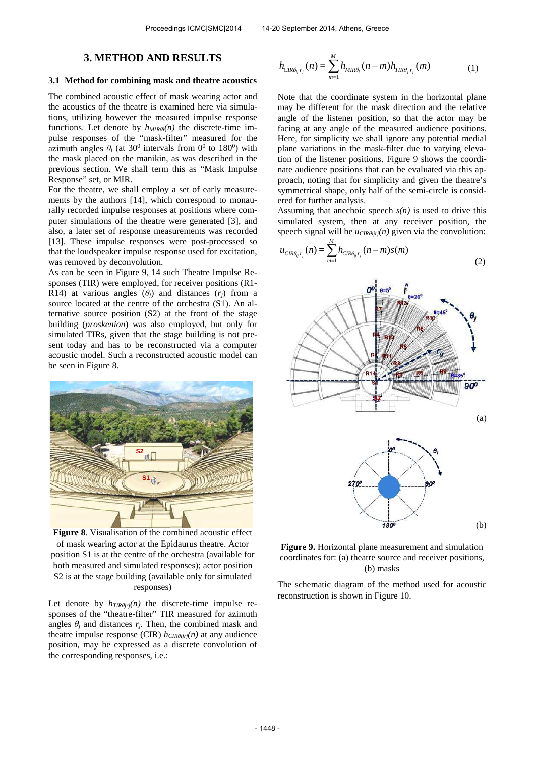## 3. METHOD AND RESULTS

### 3.1 Method for combining mask and theatre acoustics

The combined acoustic effect of mask wearing actor and the acoustics of the theatre is examined here via simulations, utilizing however the measured impulse response functions. Let denote by $h_{MIR\theta i}(n)$ the discrete-time impulse responses of the "mask-filter" measured for the azimuth angles $\theta_i$ (at $30^0$ intervals from $0^0$ to $180^0$) with the mask placed on the manikin, as was described in the previous section. We shall term this as "Mask Impulse Response" set, or MIR.

For the theatre, we shall employ a set of early measurements by the authors [14], which correspond to monaurally recorded impulse responses at positions where computer simulations of the theatre were generated [3], and also, a later set of response measurements was recorded [13]. These impulse responses were post-processed so that the loudspeaker impulse response used for excitation, was removed by deconvolution.

As can be seen in Figure 9, 14 such Theatre Impulse Responses (TIR) were employed, for receiver positions (R1-R14) at various angles ($\theta_j$) and distances ($r_j$) from a source located at the centre of the orchestra (S1). An alternative source position (S2) at the front of the stage building (*proskenion*) was also employed, but only for simulated TIRs, given that the stage building is not present today and has to be reconstructed via a computer acoustic model. Such a reconstructed acoustic model can be seen in Figure 8.

**Figure 8**. Visualisation of the combined acoustic effect of mask wearing actor at the Epidaurus theatre. Actor position S1 is at the centre of the orchestra (available for both measured and simulated responses); actor position S2 is at the stage building (available only for simulated responses)

Let denote by $h_{TIR\theta jrj}(n)$ the discrete-time impulse responses of the "theatre-filter" TIR measured for azimuth angles $\theta_j$ and distances $r_j$. Then, the combined mask and theatre impulse response (CIR) $h_{CIR\theta ijrj}(n)$ at any audience position, may be expressed as a discrete convolution of the corresponding responses, i.e.:

$$h_{CIR\theta_{ij}r_j}(n) = \sum_{m=1}^{M} h_{MIR\theta_i}(n-m) h_{TIR\theta_j r_j}(m) \qquad (1)$$

Note that the coordinate system in the horizontal plane may be different for the mask direction and the relative angle of the listener position, so that the actor may be facing at any angle of the measured audience positions. Here, for simplicity we shall ignore any potential medial plane variations in the mask-filter due to varying elevation of the listener positions. Figure 9 shows the coordinate audience positions that can be evaluated via this approach, noting that for simplicity and given the theatre's symmetrical shape, only half of the semi-circle is considered for further analysis.

Assuming that anechoic speech $s(n)$ is used to drive this simulated system, then at any receiver position, the speech signal will be $u_{CIR\theta ijrj}(n)$ given via the convolution:

$$u_{CIR\theta_{ij}r_j}(n) = \sum_{m=1}^{M} h_{CIR\theta_{ij}r_j}(n-m) s(m) \qquad (2)$$

**Figure 9.** Horizontal plane measurement and simulation coordinates for: (a) theatre source and receiver positions, (b) masks

The schematic diagram of the method used for acoustic reconstruction is shown in Figure 10.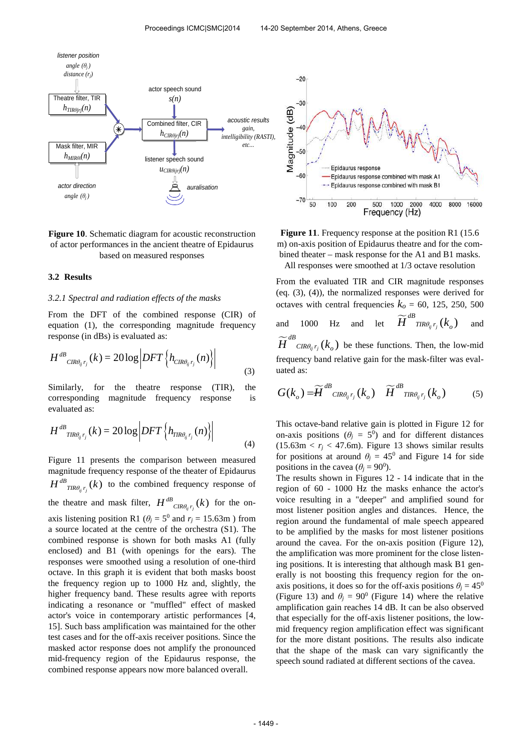**Figure 10**. Schematic diagram for acoustic reconstruction of actor performances in the ancient theatre of Epidaurus based on measured responses

**Figure 11**. Frequency response at the position R1 (15.6 m) on-axis position of Epidaurus theatre and for the combined theater – mask response for the A1 and B1 masks. All responses were smoothed at 1/3 octave resolution

### 3.2 Results

#### *3.2.1 Spectral and radiation effects of the masks*

From the DFT of the combined response (CIR) of equation (1), the corresponding magnitude frequency response (in dBs) is evaluated as:

$$H^{dB}{}_{CIR\theta_{ij} r_j}(k) = 20\log\left|DFT\left\{h_{CIR\theta_{ij} r_j}(n)\right\}\right| \tag{3}$$

Similarly, for the theatre response (TIR), the corresponding magnitude frequency response is evaluated as:

$$H^{dB}{}_{TIR\theta_{ij} r_j}(k) = 20\log\left|DFT\left\{h_{TIR\theta_{ij} r_j}(n)\right\}\right| \tag{4}$$

Figure 11 presents the comparison between measured magnitude frequency response of the theater of Epidaurus $H^{dB}{}_{TIR\theta_{ij} r_j}(k)$ to the combined frequency response of the theatre and mask filter, $H^{dB}{}_{CIR\theta_{ij} r_j}(k)$ for the on-axis listening position R1 ($\theta_j = 5^0$ and $r_j = 15.63$m ) from a source located at the centre of the orchestra (S1). The combined response is shown for both masks A1 (fully enclosed) and B1 (with openings for the ears). The responses were smoothed using a resolution of one-third octave. In this graph it is evident that both masks boost the frequency region up to 1000 Hz and, slightly, the higher frequency band. These results agree with reports indicating a resonance or "muffled" effect of masked actor's voice in contemporary artistic performances [4, 15]. Such bass amplification was maintained for the other test cases and for the off-axis receiver positions. Since the masked actor response does not amplify the pronounced mid-frequency region of the Epidaurus response, the combined response appears now more balanced overall.

From the evaluated TIR and CIR magnitude responses (eq. (3), (4)), the normalized responses were derived for octaves with central frequencies $k_o$ = 60, 125, 250, 500 and 1000 Hz and let $\widetilde{H}^{dB}{}_{TIR\theta_{ij} r_j}(k_o)$ and $\widetilde{H}^{dB}{}_{CIR\theta_{ij} r_j}(k_o)$ be these functions. Then, the low-mid frequency band relative gain for the mask-filter was evaluated as:

$$G(k_o) = \widetilde{H}^{dB}{}_{CIR\theta_{ij} r_j}(k_o) \quad \widetilde{H}^{dB}{}_{TIR\theta_{ij} r_j}(k_o) \tag{5}$$

This octave-band relative gain is plotted in Figure 12 for on-axis positions ($\theta_j = 5^0$) and for different distances (15.63m < $r_j$ < 47.6m). Figure 13 shows similar results for positions at around $\theta_j = 45^0$ and Figure 14 for side positions in the cavea ($\theta_j = 90^0$).

The results shown in Figures 12 - 14 indicate that in the region of 60 - 1000 Hz the masks enhance the actor's voice resulting in a "deeper" and amplified sound for most listener position angles and distances. Hence, the region around the fundamental of male speech appeared to be amplified by the masks for most listener positions around the cavea. For the on-axis position (Figure 12), the amplification was more prominent for the close listening positions. It is interesting that although mask B1 generally is not boosting this frequency region for the on-axis positions, it does so for the off-axis positions $\theta_j = 45^0$ (Figure 13) and $\theta_j = 90^0$ (Figure 14) where the relative amplification gain reaches 14 dB. It can be also observed that especially for the off-axis listener positions, the low-mid frequency region amplification effect was significant for the more distant positions. The results also indicate that the shape of the mask can vary significantly the speech sound radiated at different sections of the cavea.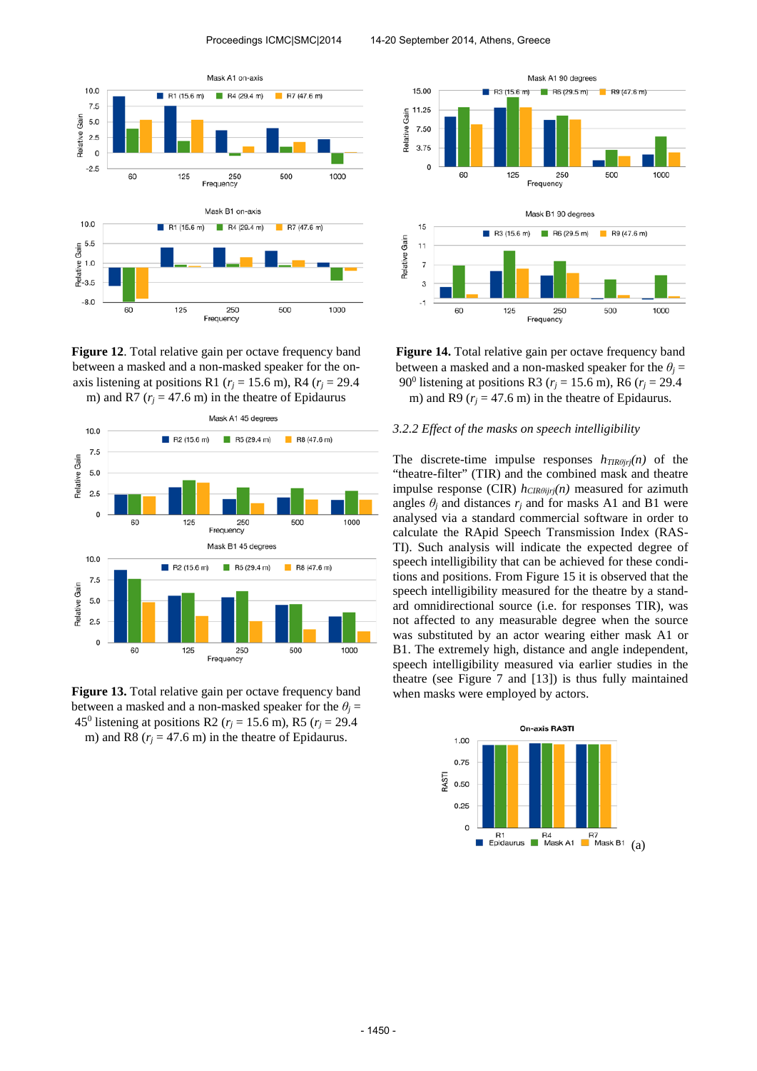**Figure 12**. Total relative gain per octave frequency band between a masked and a non-masked speaker for the on-axis listening at positions R1 ($r_j$ = 15.6 m), R4 ($r_j$ = 29.4 m) and R7 ($r_j$ = 47.6 m) in the theatre of Epidaurus

**Figure 13.** Total relative gain per octave frequency band between a masked and a non-masked speaker for the $\theta_j$ = 45[0] listening at positions R2 ($r_j$ = 15.6 m), R5 ($r_j$ = 29.4 m) and R8 ($r_j$ = 47.6 m) in the theatre of Epidaurus.

**Figure 14.** Total relative gain per octave frequency band between a masked and a non-masked speaker for the $\theta_j$ = 90[0] listening at positions R3 ($r_j$ = 15.6 m), R6 ($r_j$ = 29.4 m) and R9 ($r_j$ = 47.6 m) in the theatre of Epidaurus.

*3.2.2 Effect of the masks on speech intelligibility*

The discrete-time impulse responses $h_{TIR\theta jrj}(n)$ of the "theatre-filter" (TIR) and the combined mask and theatre impulse response (CIR) $h_{CIR\theta jrj}(n)$ measured for azimuth angles $\theta_j$ and distances $r_j$ and for masks A1 and B1 were analysed via a standard commercial software in order to calculate the RApid Speech Transmission Index (RASTI). Such analysis will indicate the expected degree of speech intelligibility that can be achieved for these conditions and positions. From Figure 15 it is observed that the speech intelligibility measured for the theatre by a standard omnidirectional source (i.e. for responses TIR), was not affected to any measurable degree when the source was substituted by an actor wearing either mask A1 or B1. The extremely high, distance and angle independent, speech intelligibility measured via earlier studies in the theatre (see Figure 7 and [13]) is thus fully maintained when masks were employed by actors.

(a)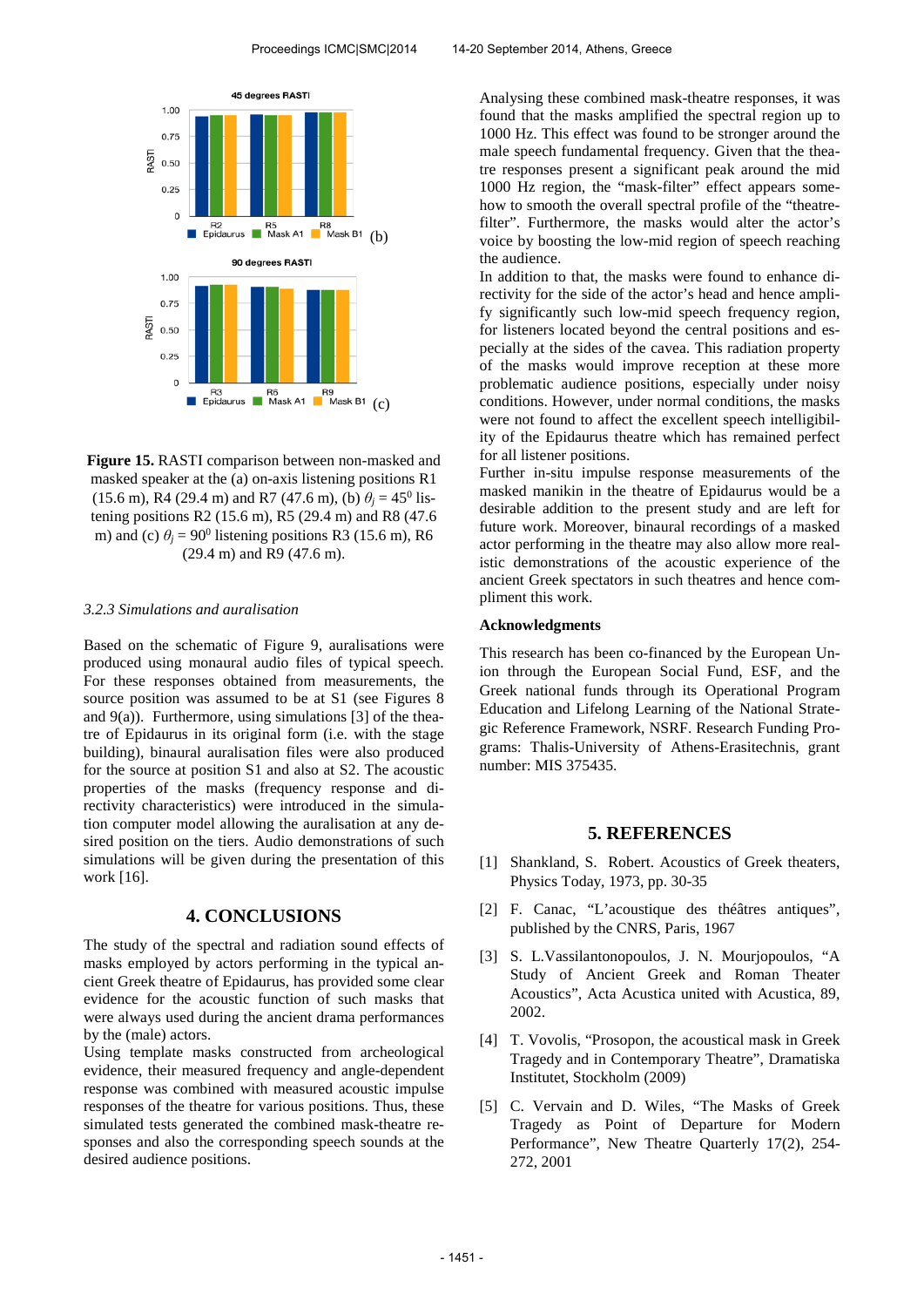**Figure 15.** RASTI comparison between non-masked and masked speaker at the (a) on-axis listening positions R1 (15.6 m), R4 (29.4 m) and R7 (47.6 m), (b) $\theta_j = 45^0$ listening positions R2 (15.6 m), R5 (29.4 m) and R8 (47.6 m) and (c) $\theta_j = 90^0$ listening positions R3 (15.6 m), R6 (29.4 m) and R9 (47.6 m).

### *3.2.3 Simulations and auralisation*

Based on the schematic of Figure 9, auralisations were produced using monaural audio files of typical speech. For these responses obtained from measurements, the source position was assumed to be at S1 (see Figures 8 and 9(a)). Furthermore, using simulations [3] of the theatre of Epidaurus in its original form (i.e. with the stage building), binaural auralisation files were also produced for the source at position S1 and also at S2. The acoustic properties of the masks (frequency response and directivity characteristics) were introduced in the simulation computer model allowing the auralisation at any desired position on the tiers. Audio demonstrations of such simulations will be given during the presentation of this work [16].

## 4. CONCLUSIONS

The study of the spectral and radiation sound effects of masks employed by actors performing in the typical ancient Greek theatre of Epidaurus, has provided some clear evidence for the acoustic function of such masks that were always used during the ancient drama performances by the (male) actors.

Using template masks constructed from archeological evidence, their measured frequency and angle-dependent response was combined with measured acoustic impulse responses of the theatre for various positions. Thus, these simulated tests generated the combined mask-theatre responses and also the corresponding speech sounds at the desired audience positions.

Analysing these combined mask-theatre responses, it was found that the masks amplified the spectral region up to 1000 Hz. This effect was found to be stronger around the male speech fundamental frequency. Given that the theatre responses present a significant peak around the mid 1000 Hz region, the "mask-filter" effect appears somehow to smooth the overall spectral profile of the "theatre-filter". Furthermore, the masks would alter the actor's voice by boosting the low-mid region of speech reaching the audience.

In addition to that, the masks were found to enhance directivity for the side of the actor's head and hence amplify significantly such low-mid speech frequency region, for listeners located beyond the central positions and especially at the sides of the cavea. This radiation property of the masks would improve reception at these more problematic audience positions, especially under noisy conditions. However, under normal conditions, the masks were not found to affect the excellent speech intelligibility of the Epidaurus theatre which has remained perfect for all listener positions.

Further in-situ impulse response measurements of the masked manikin in the theatre of Epidaurus would be a desirable addition to the present study and are left for future work. Moreover, binaural recordings of a masked actor performing in the theatre may also allow more realistic demonstrations of the acoustic experience of the ancient Greek spectators in such theatres and hence compliment this work.

**Acknowledgments**

This research has been co-financed by the European Union through the European Social Fund, ESF, and the Greek national funds through its Operational Program Education and Lifelong Learning of the National Strategic Reference Framework, NSRF. Research Funding Programs: Thalis-University of Athens-Erasitechnis, grant number: MIS 375435.

## 5. REFERENCES

[1] Shankland, S. Robert. Acoustics of Greek theaters, Physics Today, 1973, pp. 30-35

[2] F. Canac, "L'acoustique des théâtres antiques", published by the CNRS, Paris, 1967

[3] S. L.Vassilantonopoulos, J. N. Mourjopoulos, "A Study of Ancient Greek and Roman Theater Acoustics", Acta Acustica united with Acustica, 89, 2002.

[4] T. Vovolis, "Prosopon, the acoustical mask in Greek Tragedy and in Contemporary Theatre", Dramatiska Institutet, Stockholm (2009)

[5] C. Vervain and D. Wiles, "The Masks of Greek Tragedy as Point of Departure for Modern Performance", New Theatre Quarterly 17(2), 254-272, 2001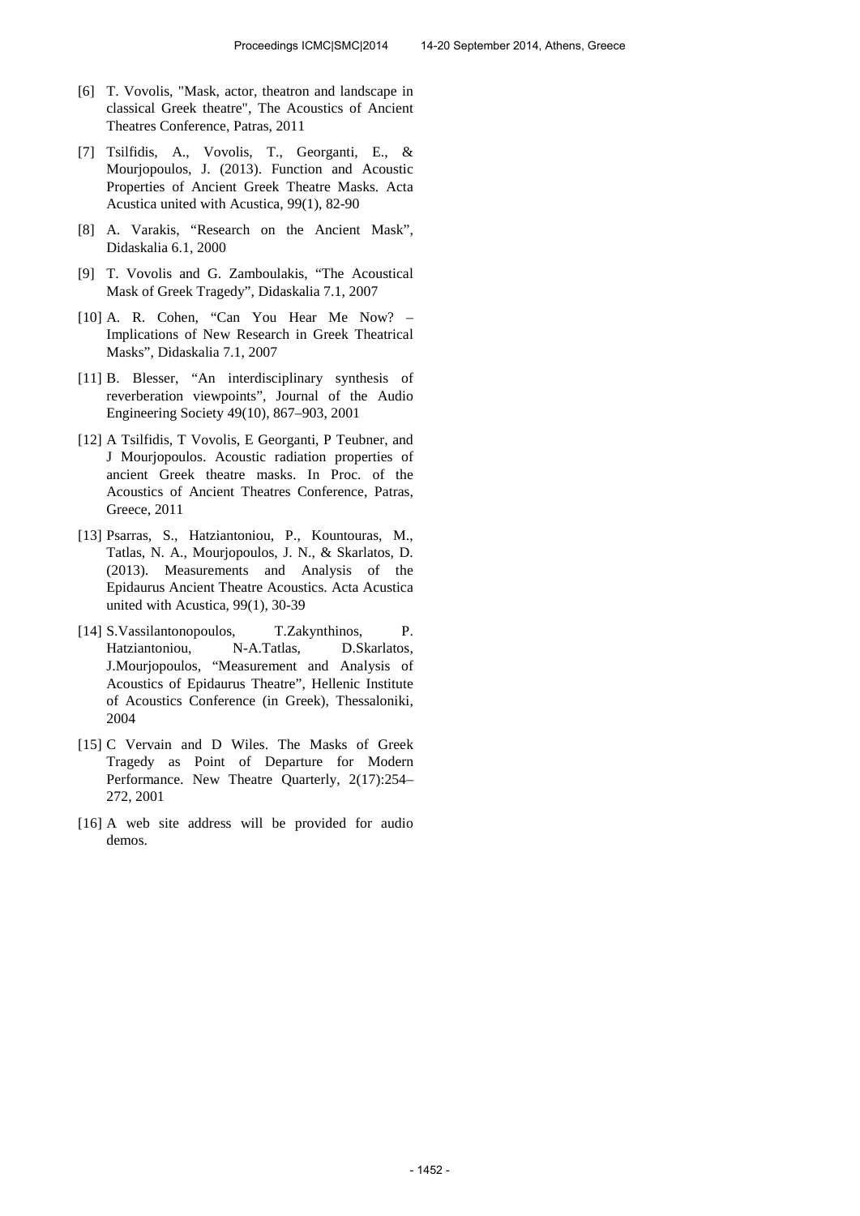[6] T. Vovolis, "Mask, actor, theatron and landscape in classical Greek theatre", The Acoustics of Ancient Theatres Conference, Patras, 2011

[7] Tsilfidis, A., Vovolis, T., Georganti, E., & Mourjopoulos, J. (2013). Function and Acoustic Properties of Ancient Greek Theatre Masks. Acta Acustica united with Acustica, 99(1), 82-90

[8] A. Varakis, "Research on the Ancient Mask", Didaskalia 6.1, 2000

[9] T. Vovolis and G. Zamboulakis, "The Acoustical Mask of Greek Tragedy", Didaskalia 7.1, 2007

[10] A. R. Cohen, "Can You Hear Me Now? – Implications of New Research in Greek Theatrical Masks", Didaskalia 7.1, 2007

[11] B. Blesser, "An interdisciplinary synthesis of reverberation viewpoints", Journal of the Audio Engineering Society 49(10), 867–903, 2001

[12] A Tsilfidis, T Vovolis, E Georganti, P Teubner, and J Mourjopoulos. Acoustic radiation properties of ancient Greek theatre masks. In Proc. of the Acoustics of Ancient Theatres Conference, Patras, Greece, 2011

[13] Psarras, S., Hatziantoniou, P., Kountouras, M., Tatlas, N. A., Mourjopoulos, J. N., & Skarlatos, D. (2013). Measurements and Analysis of the Epidaurus Ancient Theatre Acoustics. Acta Acustica united with Acustica, 99(1), 30-39

[14] S.Vassilantonopoulos, T.Zakynthinos, P. Hatziantoniou, N-A.Tatlas, D.Skarlatos, J.Mourjopoulos, "Measurement and Analysis of Acoustics of Epidaurus Theatre", Hellenic Institute of Acoustics Conference (in Greek), Thessaloniki, 2004

[15] C Vervain and D Wiles. The Masks of Greek Tragedy as Point of Departure for Modern Performance. New Theatre Quarterly, 2(17):254–272, 2001

[16] A web site address will be provided for audio demos.